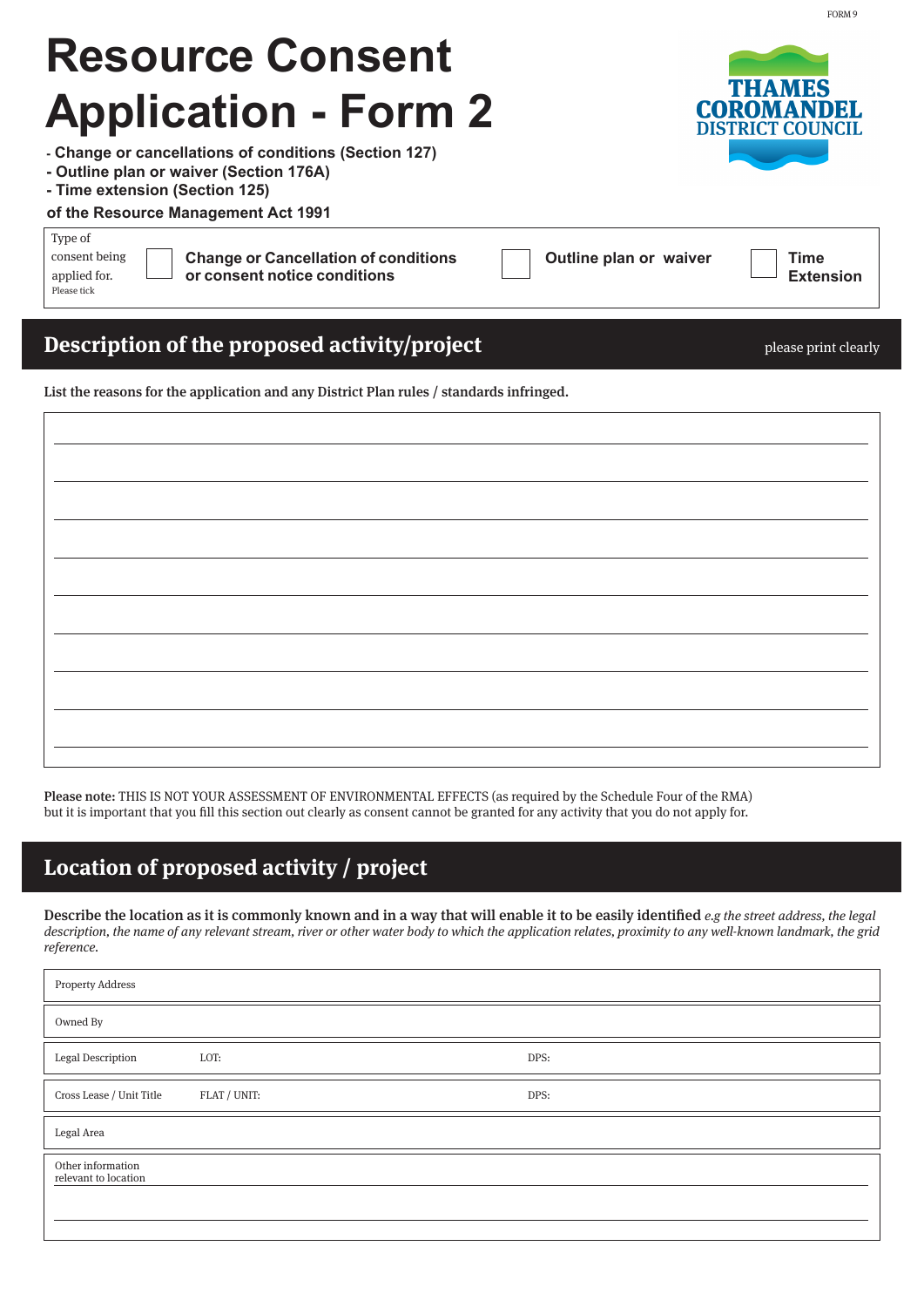# Resource Consent Application - Form 2

- Change or cancellations of conditions (Section 127)
- Outline plan or waiver (Section 176A)
- Time extension (Section 125)

**of the Resource Management Act 1991**

| Type of consent being applied for. Please tick | ☐ **Change or Cancellation of conditions or consent notice conditions** | ☐ **Outline plan or waiver** | ☐ **Time Extension** |
|---|---|---|---|

## Description of the proposed activity/project

please print clearly

**List the reasons for the application and any District Plan rules / standards infringed.**

**Please note:** THIS IS NOT YOUR ASSESSMENT OF ENVIRONMENTAL EFFECTS (as required by the Schedule Four of the RMA) but it is important that you fill this section out clearly as consent cannot be granted for any activity that you do not apply for.

## Location of proposed activity / project

**Describe the location as it is commonly known and in a way that will enable it to be easily identified** *e.g the street address, the legal description, the name of any relevant stream, river or other water body to which the application relates, proximity to any well-known landmark, the grid reference.*

| | | |
|---|---|---|
| Property Address | | |
| Owned By | | |
| Legal Description | LOT: | DPS: |
| Cross Lease / Unit Title | FLAT / UNIT: | DPS: |
| Legal Area | | |
| Other information relevant to location | | |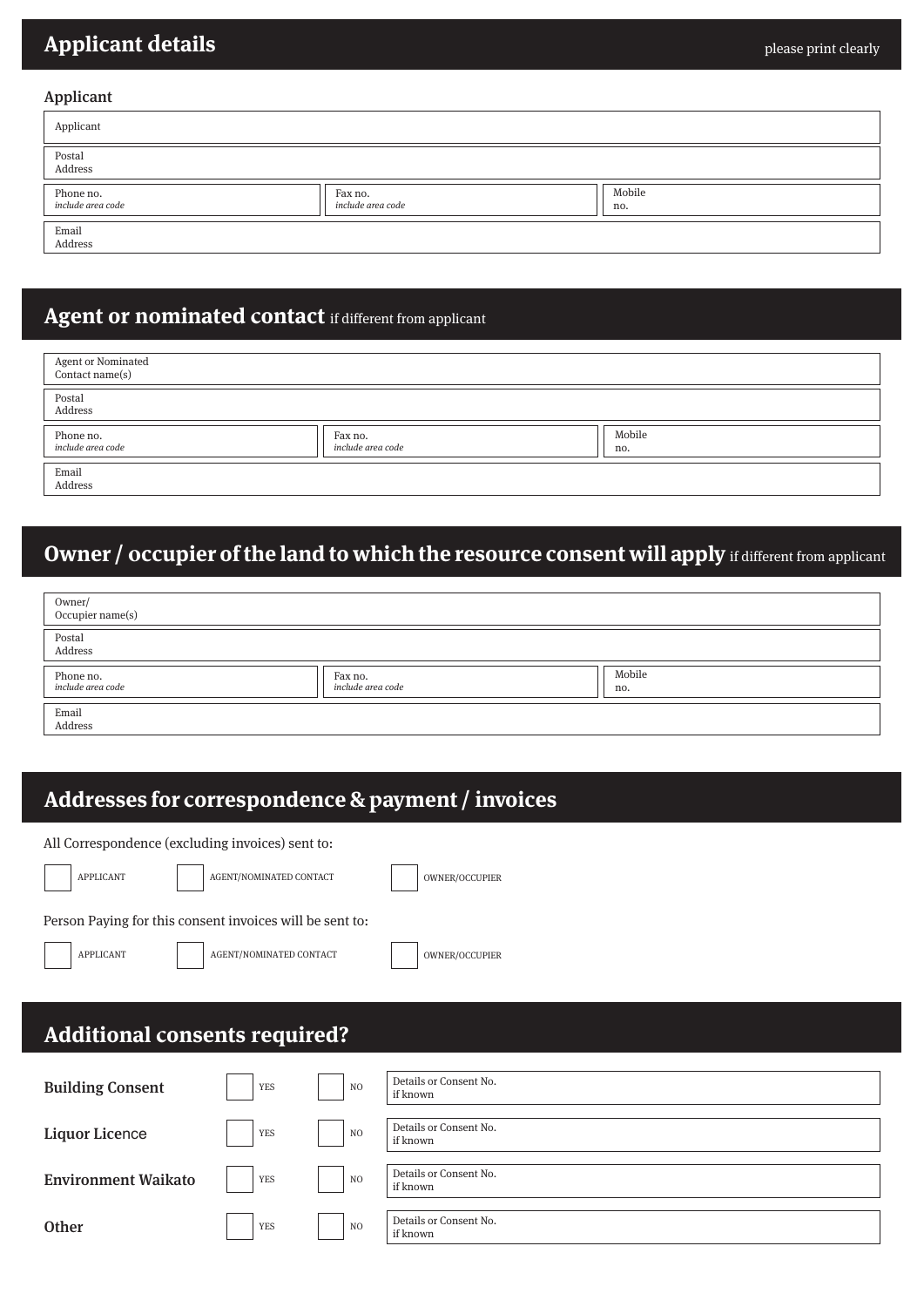## Applicant details

please print clearly

### Applicant

| | | |
|---|---|---|
| Applicant | | |
| Postal Address | | |
| Phone no. *include area code* | Fax no. *include area code* | Mobile no. |
| Email Address | | |

## Agent or nominated contact if different from applicant

| | | |
|---|---|---|
| Agent or Nominated Contact name(s) | | |
| Postal Address | | |
| Phone no. *include area code* | Fax no. *include area code* | Mobile no. |
| Email Address | | |

## Owner / occupier of the land to which the resource consent will apply if different from applicant

| | | |
|---|---|---|
| Owner/ Occupier name(s) | | |
| Postal Address | | |
| Phone no. *include area code* | Fax no. *include area code* | Mobile no. |
| Email Address | | |

## Addresses for correspondence & payment / invoices

All Correspondence (excluding invoices) sent to:

☐ APPLICANT ☐ AGENT/NOMINATED CONTACT ☐ OWNER/OCCUPIER

Person Paying for this consent invoices will be sent to:

☐ APPLICANT ☐ AGENT/NOMINATED CONTACT ☐ OWNER/OCCUPIER

## Additional consents required?

| | | | |
|---|---|---|---|
| **Building Consent** | ☐ YES | ☐ NO | Details or Consent No. if known |
| **Liquor Licence** | ☐ YES | ☐ NO | Details or Consent No. if known |
| **Environment Waikato** | ☐ YES | ☐ NO | Details or Consent No. if known |
| **Other** | ☐ YES | ☐ NO | Details or Consent No. if known |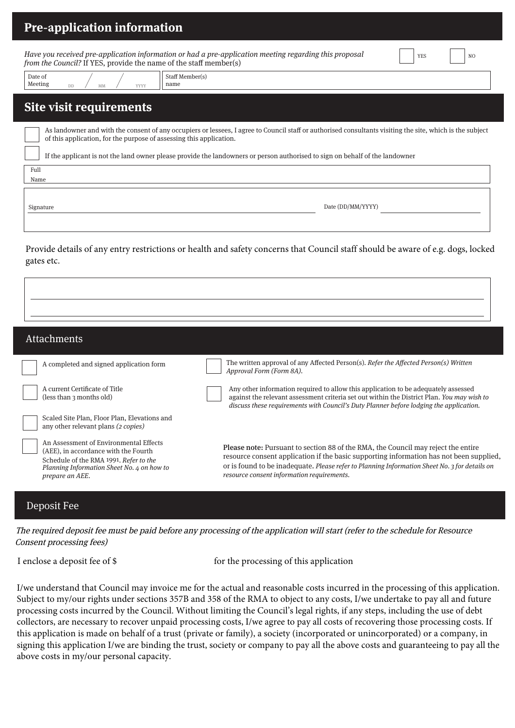## Pre-application information

*Have you received pre-application information or had a pre-application meeting regarding this proposal from the Council?* If YES, provide the name of the staff member(s)

☐ YES ☐ NO

| Date of Meeting | DD / MM / YYYY | Staff Member(s) name | |
|---|---|---|---|

## Site visit requirements

☐ As landowner and with the consent of any occupiers or lessees, I agree to Council staff or authorised consultants visiting the site, which is the subject of this application, for the purpose of assessing this application.

☐ If the applicant is not the land owner please provide the landowners or person authorised to sign on behalf of the landowner

Full Name

Signature ______________________ Date (DD/MM/YYYY) ______________

Provide details of any entry restrictions or health and safety concerns that Council staff should be aware of e.g. dogs, locked gates etc.

______________________________________________

______________________________________________

## Attachments

☐ A completed and signed application form

☐ A current Certificate of Title (less than 3 months old)

☐ Scaled Site Plan, Floor Plan, Elevations and any other relevant plans *(2 copies)*

☐ An Assessment of Environmental Effects (AEE), in accordance with the Fourth Schedule of the RMA 1991. *Refer to the Planning Information Sheet No. 4 on how to prepare an AEE.*

☐ The written approval of any Affected Person(s). *Refer the Affected Person(s) Written Approval Form (Form 8A).*

☐ Any other information required to allow this application to be adequately assessed against the relevant assessment criteria set out within the District Plan. *You may wish to discuss these requirements with Council's Duty Planner before lodging the application.*

**Please note:** Pursuant to section 88 of the RMA, the Council may reject the entire resource consent application if the basic supporting information has not been supplied, or is found to be inadequate. *Please refer to Planning Information Sheet No. 3 for details on resource consent information requirements.*

## Deposit Fee

*The required deposit fee must be paid before any processing of the application will start (refer to the schedule for Resource Consent processing fees)*

I enclose a deposit fee of $ ____________ for the processing of this application

I/we understand that Council may invoice me for the actual and reasonable costs incurred in the processing of this application. Subject to my/our rights under sections 357B and 358 of the RMA to object to any costs, I/we undertake to pay all and future processing costs incurred by the Council. Without limiting the Council's legal rights, if any steps, including the use of debt collectors, are necessary to recover unpaid processing costs, I/we agree to pay all costs of recovering those processing costs. If this application is made on behalf of a trust (private or family), a society (incorporated or unincorporated) or a company, in signing this application I/we are binding the trust, society or company to pay all the above costs and guaranteeing to pay all the above costs in my/our personal capacity.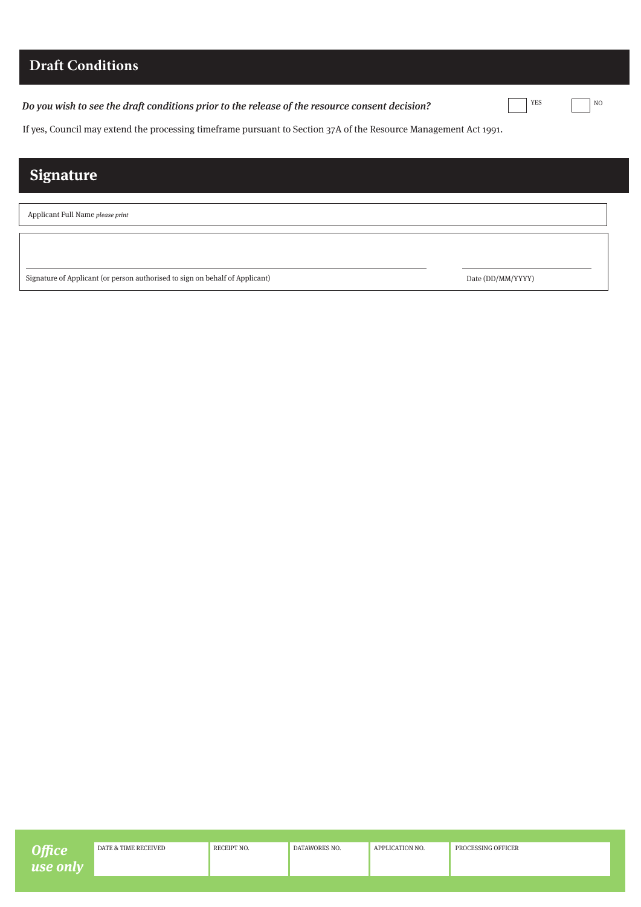## Draft Conditions

***Do you wish to see the draft conditions prior to the release of the resource consent decision?*** ☐ YES ☐ NO

If yes, Council may extend the processing timeframe pursuant to Section 37A of the Resource Management Act 1991.

## Signature

Applicant Full Name *please print*

Signature of Applicant (or person authorised to sign on behalf of Applicant)

Date (DD/MM/YYYY)

***Office use only***

| DATE & TIME RECEIVED | RECEIPT NO. | DATAWORKS NO. | APPLICATION NO. | PROCESSING OFFICER |
|---|---|---|---|---|
| | | | | |